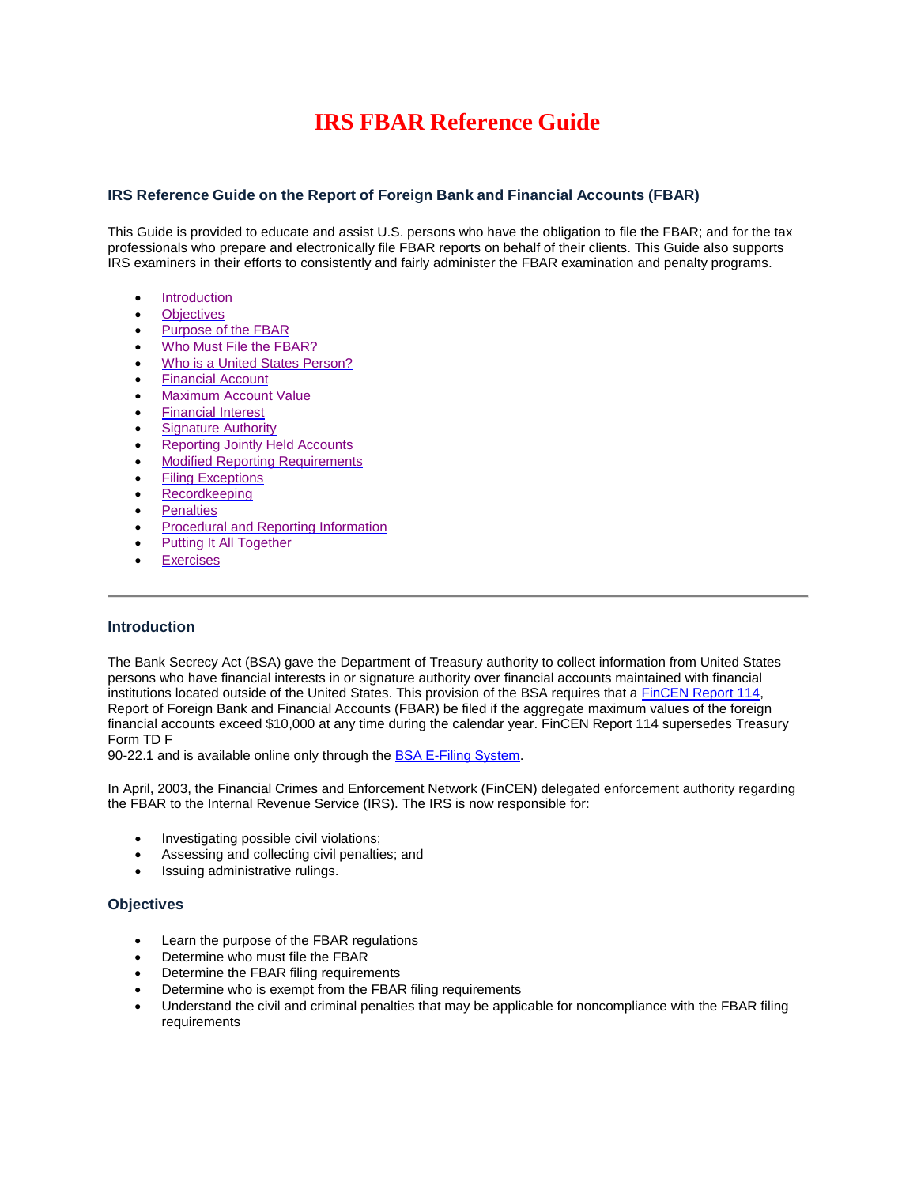# IRS FBAR Reference Guide

### IRS Reference Guide on the Report of Foreign Bank and Financial Accounts (FBAR)

This Guide is provided to educate and assist U.S. persons who have the obligation to file the FBAR; and for the tax professionals who prepare and electronically file FBAR reports on behalf of their clients. This Guide also supports IRS examiners in their efforts to consistently and fairly administer the FBAR examination and penalty programs.

- Introduction
- Objectives
- Purpose of the FBAR
- Who Must File the FBAR?
- Who is a United States Person?
- Financial Account
- Maximum Account Value
- Financial Interest
- Signature Authority
- Reporting Jointly Held Accounts
- Modified Reporting Requirements
- Filing Exceptions
- Recordkeeping
- Penalties
- Procedural and Reporting Information
- Putting It All Together
- Exercises

---

### Introduction

The Bank Secrecy Act (BSA) gave the Department of Treasury authority to collect information from United States persons who have financial interests in or signature authority over financial accounts maintained with financial institutions located outside of the United States. This provision of the BSA requires that a FinCEN Report 114, Report of Foreign Bank and Financial Accounts (FBAR) be filed if the aggregate maximum values of the foreign financial accounts exceed $10,000 at any time during the calendar year. FinCEN Report 114 supersedes Treasury Form TD F 90-22.1 and is available online only through the BSA E-Filing System.

In April, 2003, the Financial Crimes and Enforcement Network (FinCEN) delegated enforcement authority regarding the FBAR to the Internal Revenue Service (IRS). The IRS is now responsible for:

- Investigating possible civil violations;
- Assessing and collecting civil penalties; and
- Issuing administrative rulings.

### Objectives

- Learn the purpose of the FBAR regulations
- Determine who must file the FBAR
- Determine the FBAR filing requirements
- Determine who is exempt from the FBAR filing requirements
- Understand the civil and criminal penalties that may be applicable for noncompliance with the FBAR filing requirements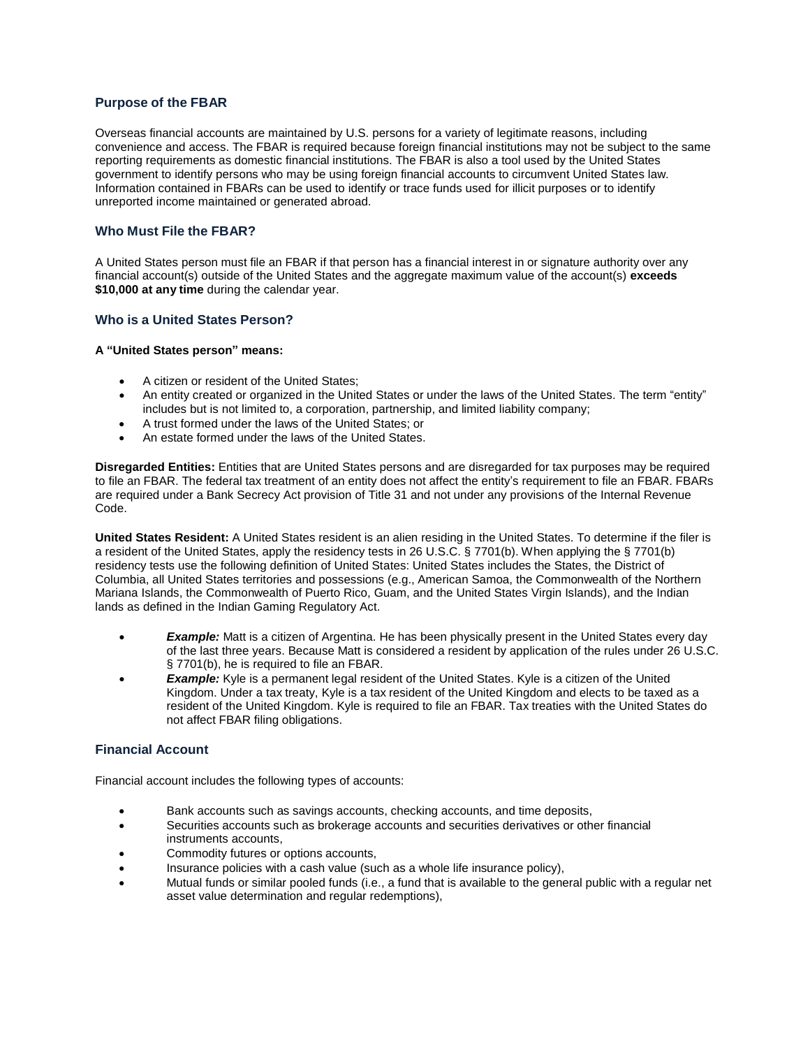## Purpose of the FBAR

Overseas financial accounts are maintained by U.S. persons for a variety of legitimate reasons, including convenience and access. The FBAR is required because foreign financial institutions may not be subject to the same reporting requirements as domestic financial institutions. The FBAR is also a tool used by the United States government to identify persons who may be using foreign financial accounts to circumvent United States law. Information contained in FBARs can be used to identify or trace funds used for illicit purposes or to identify unreported income maintained or generated abroad.

## Who Must File the FBAR?

A United States person must file an FBAR if that person has a financial interest in or signature authority over any financial account(s) outside of the United States and the aggregate maximum value of the account(s) **exceeds $10,000 at any time** during the calendar year.

## Who is a United States Person?

**A "United States person" means:**

- A citizen or resident of the United States;
- An entity created or organized in the United States or under the laws of the United States. The term "entity" includes but is not limited to, a corporation, partnership, and limited liability company;
- A trust formed under the laws of the United States; or
- An estate formed under the laws of the United States.

**Disregarded Entities:** Entities that are United States persons and are disregarded for tax purposes may be required to file an FBAR. The federal tax treatment of an entity does not affect the entity's requirement to file an FBAR. FBARs are required under a Bank Secrecy Act provision of Title 31 and not under any provisions of the Internal Revenue Code.

**United States Resident:** A United States resident is an alien residing in the United States. To determine if the filer is a resident of the United States, apply the residency tests in 26 U.S.C. § 7701(b). When applying the § 7701(b) residency tests use the following definition of United States: United States includes the States, the District of Columbia, all United States territories and possessions (e.g., American Samoa, the Commonwealth of the Northern Mariana Islands, the Commonwealth of Puerto Rico, Guam, and the United States Virgin Islands), and the Indian lands as defined in the Indian Gaming Regulatory Act.

- ***Example:*** Matt is a citizen of Argentina. He has been physically present in the United States every day of the last three years. Because Matt is considered a resident by application of the rules under 26 U.S.C. § 7701(b), he is required to file an FBAR.
- ***Example:*** Kyle is a permanent legal resident of the United States. Kyle is a citizen of the United Kingdom. Under a tax treaty, Kyle is a tax resident of the United Kingdom and elects to be taxed as a resident of the United Kingdom. Kyle is required to file an FBAR. Tax treaties with the United States do not affect FBAR filing obligations.

## Financial Account

Financial account includes the following types of accounts:

- Bank accounts such as savings accounts, checking accounts, and time deposits,
- Securities accounts such as brokerage accounts and securities derivatives or other financial instruments accounts,
- Commodity futures or options accounts,
- Insurance policies with a cash value (such as a whole life insurance policy),
- Mutual funds or similar pooled funds (i.e., a fund that is available to the general public with a regular net asset value determination and regular redemptions),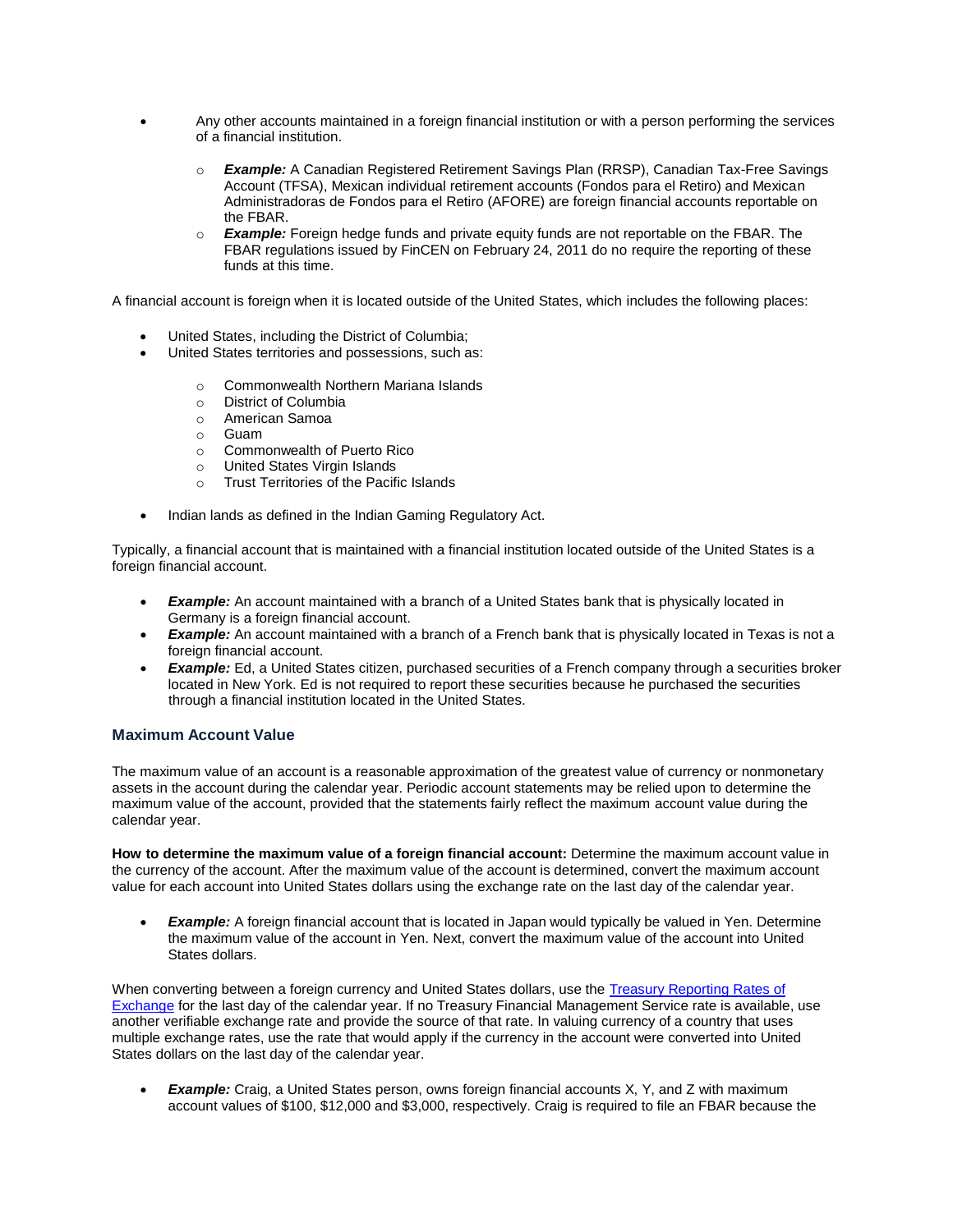- Any other accounts maintained in a foreign financial institution or with a person performing the services of a financial institution.
  - ***Example:*** A Canadian Registered Retirement Savings Plan (RRSP), Canadian Tax-Free Savings Account (TFSA), Mexican individual retirement accounts (Fondos para el Retiro) and Mexican Administradoras de Fondos para el Retiro (AFORE) are foreign financial accounts reportable on the FBAR.
  - ***Example:*** Foreign hedge funds and private equity funds are not reportable on the FBAR. The FBAR regulations issued by FinCEN on February 24, 2011 do no require the reporting of these funds at this time.

A financial account is foreign when it is located outside of the United States, which includes the following places:

- United States, including the District of Columbia;
- United States territories and possessions, such as:
  - Commonwealth Northern Mariana Islands
  - District of Columbia
  - American Samoa
  - Guam
  - Commonwealth of Puerto Rico
  - United States Virgin Islands
  - Trust Territories of the Pacific Islands
- Indian lands as defined in the Indian Gaming Regulatory Act.

Typically, a financial account that is maintained with a financial institution located outside of the United States is a foreign financial account.

- ***Example:*** An account maintained with a branch of a United States bank that is physically located in Germany is a foreign financial account.
- ***Example:*** An account maintained with a branch of a French bank that is physically located in Texas is not a foreign financial account.
- ***Example:*** Ed, a United States citizen, purchased securities of a French company through a securities broker located in New York. Ed is not required to report these securities because he purchased the securities through a financial institution located in the United States.

### Maximum Account Value

The maximum value of an account is a reasonable approximation of the greatest value of currency or nonmonetary assets in the account during the calendar year. Periodic account statements may be relied upon to determine the maximum value of the account, provided that the statements fairly reflect the maximum account value during the calendar year.

**How to determine the maximum value of a foreign financial account:** Determine the maximum account value in the currency of the account. After the maximum value of the account is determined, convert the maximum account value for each account into United States dollars using the exchange rate on the last day of the calendar year.

- ***Example:*** A foreign financial account that is located in Japan would typically be valued in Yen. Determine the maximum value of the account in Yen. Next, convert the maximum value of the account into United States dollars.

When converting between a foreign currency and United States dollars, use the [Treasury Reporting Rates of Exchange] for the last day of the calendar year. If no Treasury Financial Management Service rate is available, use another verifiable exchange rate and provide the source of that rate. In valuing currency of a country that uses multiple exchange rates, use the rate that would apply if the currency in the account were converted into United States dollars on the last day of the calendar year.

- ***Example:*** Craig, a United States person, owns foreign financial accounts X, Y, and Z with maximum account values of $100, $12,000 and $3,000, respectively. Craig is required to file an FBAR because the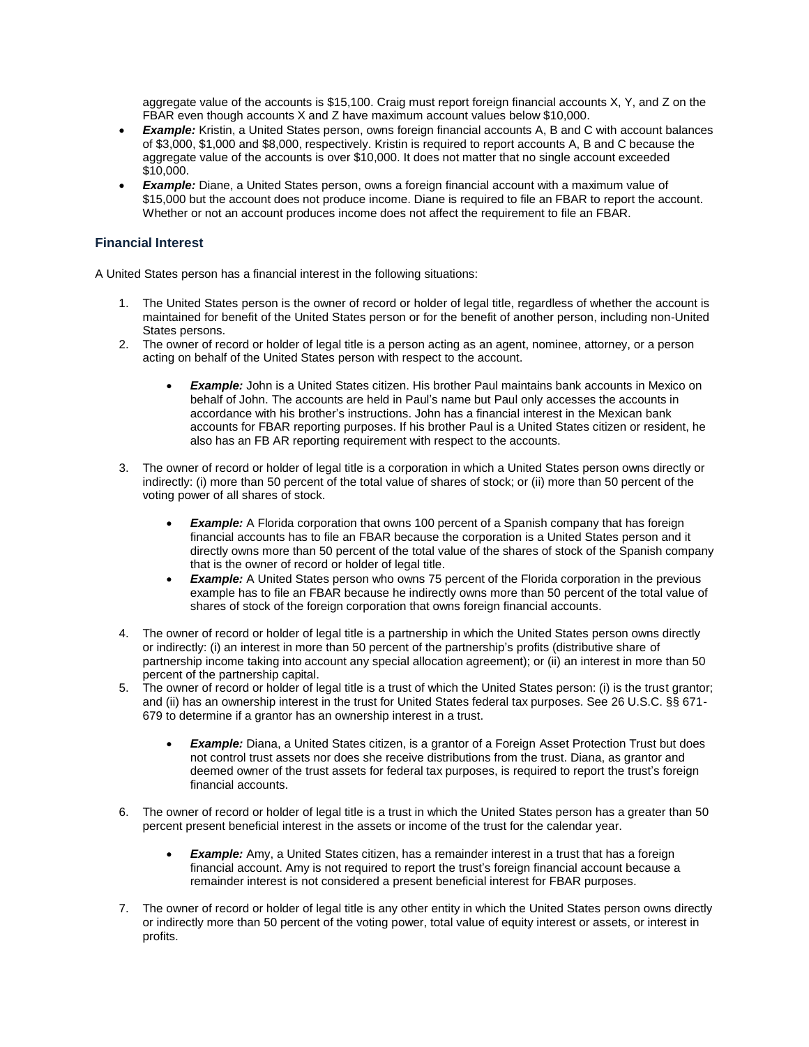aggregate value of the accounts is $15,100. Craig must report foreign financial accounts X, Y, and Z on the FBAR even though accounts X and Z have maximum account values below $10,000.

- ***Example:*** Kristin, a United States person, owns foreign financial accounts A, B and C with account balances of $3,000, $1,000 and $8,000, respectively. Kristin is required to report accounts A, B and C because the aggregate value of the accounts is over $10,000. It does not matter that no single account exceeded $10,000.
- ***Example:*** Diane, a United States person, owns a foreign financial account with a maximum value of $15,000 but the account does not produce income. Diane is required to file an FBAR to report the account. Whether or not an account produces income does not affect the requirement to file an FBAR.

### Financial Interest

A United States person has a financial interest in the following situations:

1. The United States person is the owner of record or holder of legal title, regardless of whether the account is maintained for benefit of the United States person or for the benefit of another person, including non-United States persons.
2. The owner of record or holder of legal title is a person acting as an agent, nominee, attorney, or a person acting on behalf of the United States person with respect to the account.

    - ***Example:*** John is a United States citizen. His brother Paul maintains bank accounts in Mexico on behalf of John. The accounts are held in Paul's name but Paul only accesses the accounts in accordance with his brother's instructions. John has a financial interest in the Mexican bank accounts for FBAR reporting purposes. If his brother Paul is a United States citizen or resident, he also has an FB AR reporting requirement with respect to the accounts.

3. The owner of record or holder of legal title is a corporation in which a United States person owns directly or indirectly: (i) more than 50 percent of the total value of shares of stock; or (ii) more than 50 percent of the voting power of all shares of stock.

    - ***Example:*** A Florida corporation that owns 100 percent of a Spanish company that has foreign financial accounts has to file an FBAR because the corporation is a United States person and it directly owns more than 50 percent of the total value of the shares of stock of the Spanish company that is the owner of record or holder of legal title.
    - ***Example:*** A United States person who owns 75 percent of the Florida corporation in the previous example has to file an FBAR because he indirectly owns more than 50 percent of the total value of shares of stock of the foreign corporation that owns foreign financial accounts.

4. The owner of record or holder of legal title is a partnership in which the United States person owns directly or indirectly: (i) an interest in more than 50 percent of the partnership's profits (distributive share of partnership income taking into account any special allocation agreement); or (ii) an interest in more than 50 percent of the partnership capital.
5. The owner of record or holder of legal title is a trust of which the United States person: (i) is the trust grantor; and (ii) has an ownership interest in the trust for United States federal tax purposes. See 26 U.S.C. §§ 671-679 to determine if a grantor has an ownership interest in a trust.

    - ***Example:*** Diana, a United States citizen, is a grantor of a Foreign Asset Protection Trust but does not control trust assets nor does she receive distributions from the trust. Diana, as grantor and deemed owner of the trust assets for federal tax purposes, is required to report the trust's foreign financial accounts.

6. The owner of record or holder of legal title is a trust in which the United States person has a greater than 50 percent present beneficial interest in the assets or income of the trust for the calendar year.

    - ***Example:*** Amy, a United States citizen, has a remainder interest in a trust that has a foreign financial account. Amy is not required to report the trust's foreign financial account because a remainder interest is not considered a present beneficial interest for FBAR purposes.

7. The owner of record or holder of legal title is any other entity in which the United States person owns directly or indirectly more than 50 percent of the voting power, total value of equity interest or assets, or interest in profits.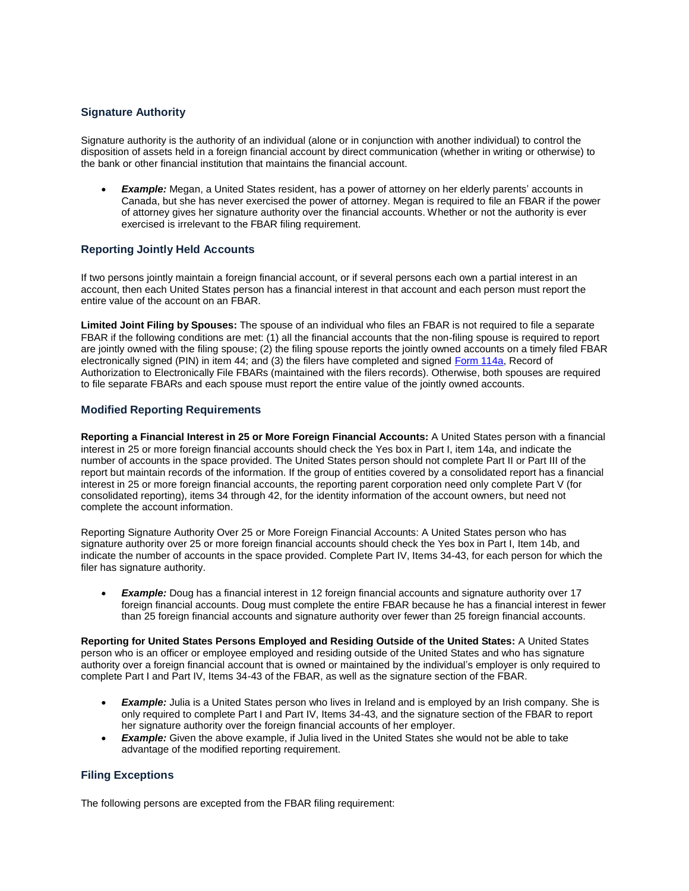### Signature Authority

Signature authority is the authority of an individual (alone or in conjunction with another individual) to control the disposition of assets held in a foreign financial account by direct communication (whether in writing or otherwise) to the bank or other financial institution that maintains the financial account.

- ***Example:*** Megan, a United States resident, has a power of attorney on her elderly parents' accounts in Canada, but she has never exercised the power of attorney. Megan is required to file an FBAR if the power of attorney gives her signature authority over the financial accounts. Whether or not the authority is ever exercised is irrelevant to the FBAR filing requirement.

### Reporting Jointly Held Accounts

If two persons jointly maintain a foreign financial account, or if several persons each own a partial interest in an account, then each United States person has a financial interest in that account and each person must report the entire value of the account on an FBAR.

**Limited Joint Filing by Spouses:** The spouse of an individual who files an FBAR is not required to file a separate FBAR if the following conditions are met: (1) all the financial accounts that the non-filing spouse is required to report are jointly owned with the filing spouse; (2) the filing spouse reports the jointly owned accounts on a timely filed FBAR electronically signed (PIN) in item 44; and (3) the filers have completed and signed [Form 114a](), Record of Authorization to Electronically File FBARs (maintained with the filers records). Otherwise, both spouses are required to file separate FBARs and each spouse must report the entire value of the jointly owned accounts.

### Modified Reporting Requirements

**Reporting a Financial Interest in 25 or More Foreign Financial Accounts:** A United States person with a financial interest in 25 or more foreign financial accounts should check the Yes box in Part I, item 14a, and indicate the number of accounts in the space provided. The United States person should not complete Part II or Part III of the report but maintain records of the information. If the group of entities covered by a consolidated report has a financial interest in 25 or more foreign financial accounts, the reporting parent corporation need only complete Part V (for consolidated reporting), items 34 through 42, for the identity information of the account owners, but need not complete the account information.

Reporting Signature Authority Over 25 or More Foreign Financial Accounts: A United States person who has signature authority over 25 or more foreign financial accounts should check the Yes box in Part I, Item 14b, and indicate the number of accounts in the space provided. Complete Part IV, Items 34-43, for each person for which the filer has signature authority.

- ***Example:*** Doug has a financial interest in 12 foreign financial accounts and signature authority over 17 foreign financial accounts. Doug must complete the entire FBAR because he has a financial interest in fewer than 25 foreign financial accounts and signature authority over fewer than 25 foreign financial accounts.

**Reporting for United States Persons Employed and Residing Outside of the United States:** A United States person who is an officer or employee employed and residing outside of the United States and who has signature authority over a foreign financial account that is owned or maintained by the individual's employer is only required to complete Part I and Part IV, Items 34-43 of the FBAR, as well as the signature section of the FBAR.

- ***Example:*** Julia is a United States person who lives in Ireland and is employed by an Irish company. She is only required to complete Part I and Part IV, Items 34-43, and the signature section of the FBAR to report her signature authority over the foreign financial accounts of her employer.
- ***Example:*** Given the above example, if Julia lived in the United States she would not be able to take advantage of the modified reporting requirement.

### Filing Exceptions

The following persons are excepted from the FBAR filing requirement: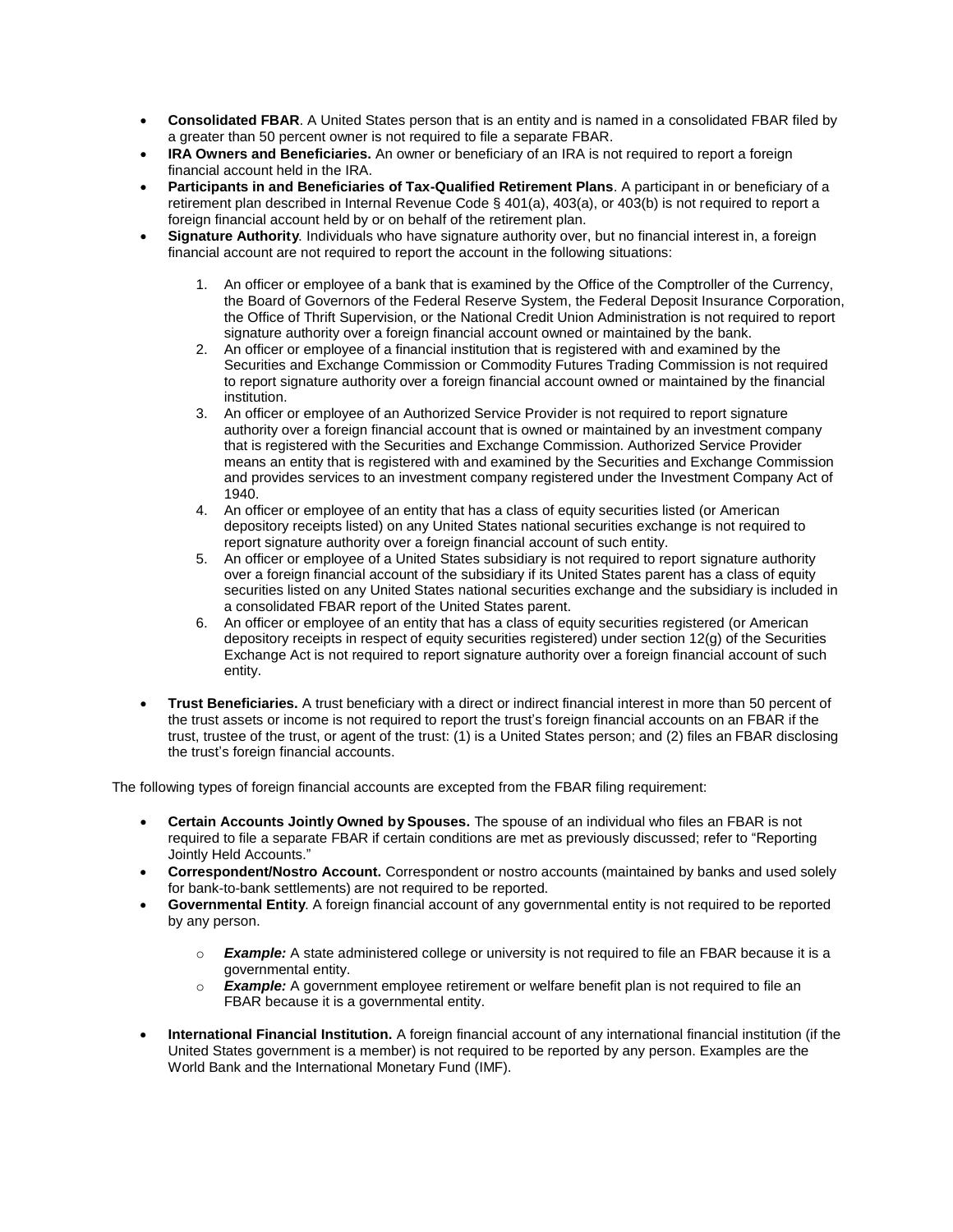- **Consolidated FBAR**. A United States person that is an entity and is named in a consolidated FBAR filed by a greater than 50 percent owner is not required to file a separate FBAR.
- **IRA Owners and Beneficiaries.** An owner or beneficiary of an IRA is not required to report a foreign financial account held in the IRA.
- **Participants in and Beneficiaries of Tax-Qualified Retirement Plans**. A participant in or beneficiary of a retirement plan described in Internal Revenue Code § 401(a), 403(a), or 403(b) is not required to report a foreign financial account held by or on behalf of the retirement plan.
- **Signature Authority**. Individuals who have signature authority over, but no financial interest in, a foreign financial account are not required to report the account in the following situations:

  1. An officer or employee of a bank that is examined by the Office of the Comptroller of the Currency, the Board of Governors of the Federal Reserve System, the Federal Deposit Insurance Corporation, the Office of Thrift Supervision, or the National Credit Union Administration is not required to report signature authority over a foreign financial account owned or maintained by the bank.
  2. An officer or employee of a financial institution that is registered with and examined by the Securities and Exchange Commission or Commodity Futures Trading Commission is not required to report signature authority over a foreign financial account owned or maintained by the financial institution.
  3. An officer or employee of an Authorized Service Provider is not required to report signature authority over a foreign financial account that is owned or maintained by an investment company that is registered with the Securities and Exchange Commission. Authorized Service Provider means an entity that is registered with and examined by the Securities and Exchange Commission and provides services to an investment company registered under the Investment Company Act of 1940.
  4. An officer or employee of an entity that has a class of equity securities listed (or American depository receipts listed) on any United States national securities exchange is not required to report signature authority over a foreign financial account of such entity.
  5. An officer or employee of a United States subsidiary is not required to report signature authority over a foreign financial account of the subsidiary if its United States parent has a class of equity securities listed on any United States national securities exchange and the subsidiary is included in a consolidated FBAR report of the United States parent.
  6. An officer or employee of an entity that has a class of equity securities registered (or American depository receipts in respect of equity securities registered) under section 12(g) of the Securities Exchange Act is not required to report signature authority over a foreign financial account of such entity.

- **Trust Beneficiaries.** A trust beneficiary with a direct or indirect financial interest in more than 50 percent of the trust assets or income is not required to report the trust's foreign financial accounts on an FBAR if the trust, trustee of the trust, or agent of the trust: (1) is a United States person; and (2) files an FBAR disclosing the trust's foreign financial accounts.

The following types of foreign financial accounts are excepted from the FBAR filing requirement:

- **Certain Accounts Jointly Owned by Spouses.** The spouse of an individual who files an FBAR is not required to file a separate FBAR if certain conditions are met as previously discussed; refer to "Reporting Jointly Held Accounts."
- **Correspondent/Nostro Account.** Correspondent or nostro accounts (maintained by banks and used solely for bank-to-bank settlements) are not required to be reported.
- **Governmental Entity**. A foreign financial account of any governmental entity is not required to be reported by any person.
  - ***Example:*** A state administered college or university is not required to file an FBAR because it is a governmental entity.
  - ***Example:*** A government employee retirement or welfare benefit plan is not required to file an FBAR because it is a governmental entity.
- **International Financial Institution.** A foreign financial account of any international financial institution (if the United States government is a member) is not required to be reported by any person. Examples are the World Bank and the International Monetary Fund (IMF).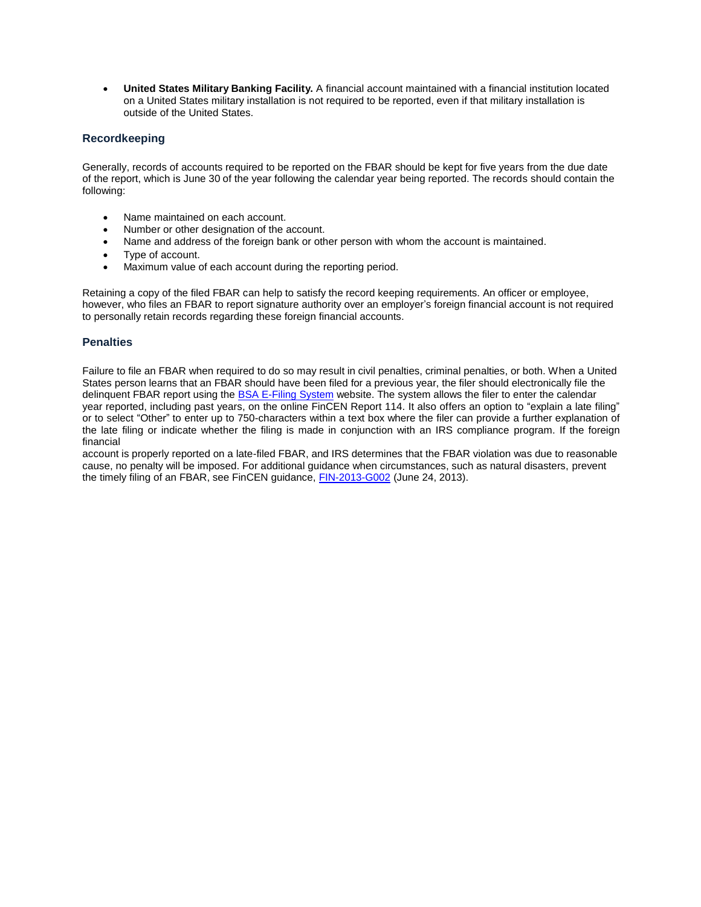- **United States Military Banking Facility.** A financial account maintained with a financial institution located on a United States military installation is not required to be reported, even if that military installation is outside of the United States.

## Recordkeeping

Generally, records of accounts required to be reported on the FBAR should be kept for five years from the due date of the report, which is June 30 of the year following the calendar year being reported. The records should contain the following:

- Name maintained on each account.
- Number or other designation of the account.
- Name and address of the foreign bank or other person with whom the account is maintained.
- Type of account.
- Maximum value of each account during the reporting period.

Retaining a copy of the filed FBAR can help to satisfy the record keeping requirements. An officer or employee, however, who files an FBAR to report signature authority over an employer's foreign financial account is not required to personally retain records regarding these foreign financial accounts.

## Penalties

Failure to file an FBAR when required to do so may result in civil penalties, criminal penalties, or both. When a United States person learns that an FBAR should have been filed for a previous year, the filer should electronically file the delinquent FBAR report using the BSA E-Filing System website. The system allows the filer to enter the calendar year reported, including past years, on the online FinCEN Report 114. It also offers an option to "explain a late filing" or to select "Other" to enter up to 750-characters within a text box where the filer can provide a further explanation of the late filing or indicate whether the filing is made in conjunction with an IRS compliance program. If the foreign financial account is properly reported on a late-filed FBAR, and IRS determines that the FBAR violation was due to reasonable cause, no penalty will be imposed. For additional guidance when circumstances, such as natural disasters, prevent the timely filing of an FBAR, see FinCEN guidance, FIN-2013-G002 (June 24, 2013).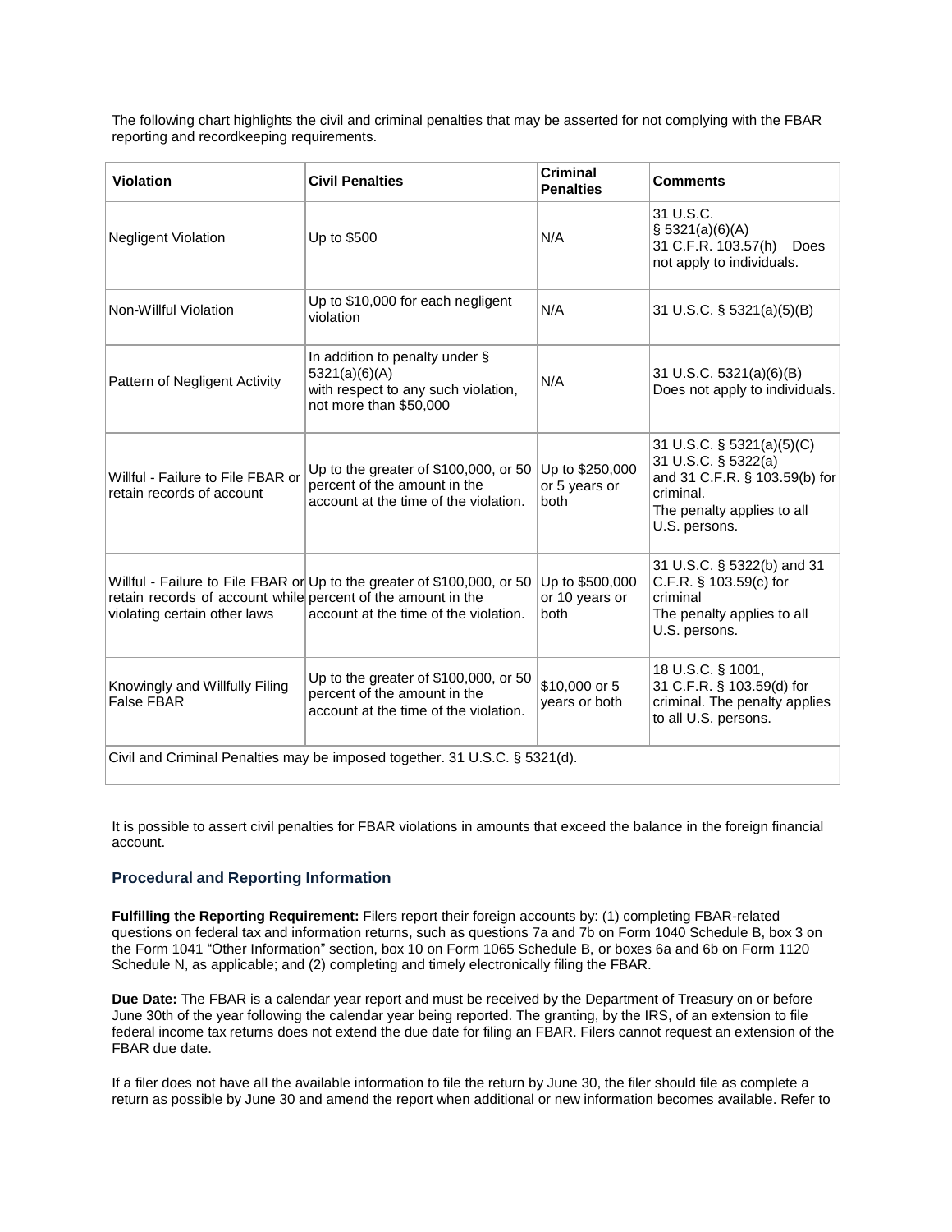The following chart highlights the civil and criminal penalties that may be asserted for not complying with the FBAR reporting and recordkeeping requirements.

| Violation | Civil Penalties | Criminal Penalties | Comments |
|---|---|---|---|
| Negligent Violation | Up to $500 | N/A | 31 U.S.C. § 5321(a)(6)(A) 31 C.F.R. 103.57(h) Does not apply to individuals. |
| Non-Willful Violation | Up to $10,000 for each negligent violation | N/A | 31 U.S.C. § 5321(a)(5)(B) |
| Pattern of Negligent Activity | In addition to penalty under § 5321(a)(6)(A) with respect to any such violation, not more than $50,000 | N/A | 31 U.S.C. 5321(a)(6)(B) Does not apply to individuals. |
| Willful - Failure to File FBAR or retain records of account | Up to the greater of $100,000, or 50 percent of the amount in the account at the time of the violation. | Up to $250,000 or 5 years or both | 31 U.S.C. § 5321(a)(5)(C) 31 U.S.C. § 5322(a) and 31 C.F.R. § 103.59(b) for criminal. The penalty applies to all U.S. persons. |
| Willful - Failure to File FBAR or retain records of account while violating certain other laws | Up to the greater of $100,000, or 50 percent of the amount in the account at the time of the violation. | Up to $500,000 or 10 years or both | 31 U.S.C. § 5322(b) and 31 C.F.R. § 103.59(c) for criminal The penalty applies to all U.S. persons. |
| Knowingly and Willfully Filing False FBAR | Up to the greater of $100,000, or 50 percent of the amount in the account at the time of the violation. | $10,000 or 5 years or both | 18 U.S.C. § 1001, 31 C.F.R. § 103.59(d) for criminal. The penalty applies to all U.S. persons. |
| Civil and Criminal Penalties may be imposed together. 31 U.S.C. § 5321(d). | | | |

It is possible to assert civil penalties for FBAR violations in amounts that exceed the balance in the foreign financial account.

### Procedural and Reporting Information

**Fulfilling the Reporting Requirement:** Filers report their foreign accounts by: (1) completing FBAR-related questions on federal tax and information returns, such as questions 7a and 7b on Form 1040 Schedule B, box 3 on the Form 1041 "Other Information" section, box 10 on Form 1065 Schedule B, or boxes 6a and 6b on Form 1120 Schedule N, as applicable; and (2) completing and timely electronically filing the FBAR.

**Due Date:** The FBAR is a calendar year report and must be received by the Department of Treasury on or before June 30th of the year following the calendar year being reported. The granting, by the IRS, of an extension to file federal income tax returns does not extend the due date for filing an FBAR. Filers cannot request an extension of the FBAR due date.

If a filer does not have all the available information to file the return by June 30, the filer should file as complete a return as possible by June 30 and amend the report when additional or new information becomes available. Refer to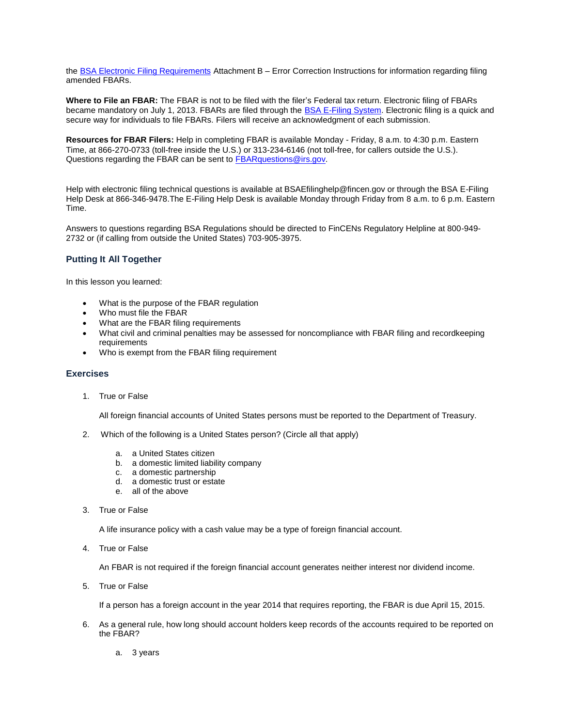the [BSA Electronic Filing Requirements](#) Attachment B – Error Correction Instructions for information regarding filing amended FBARs.

**Where to File an FBAR:** The FBAR is not to be filed with the filer's Federal tax return. Electronic filing of FBARs became mandatory on July 1, 2013. FBARs are filed through the [BSA E-Filing System](#). Electronic filing is a quick and secure way for individuals to file FBARs. Filers will receive an acknowledgment of each submission.

**Resources for FBAR Filers:** Help in completing FBAR is available Monday - Friday, 8 a.m. to 4:30 p.m. Eastern Time, at 866-270-0733 (toll-free inside the U.S.) or 313-234-6146 (not toll-free, for callers outside the U.S.). Questions regarding the FBAR can be sent to [FBARquestions@irs.gov](mailto:FBARquestions@irs.gov).

Help with electronic filing technical questions is available at BSAEfilinghelp@fincen.gov or through the BSA E-Filing Help Desk at 866-346-9478.The E-Filing Help Desk is available Monday through Friday from 8 a.m. to 6 p.m. Eastern Time.

Answers to questions regarding BSA Regulations should be directed to FinCENs Regulatory Helpline at 800-949-2732 or (if calling from outside the United States) 703-905-3975.

### Putting It All Together

In this lesson you learned:

- What is the purpose of the FBAR regulation
- Who must file the FBAR
- What are the FBAR filing requirements
- What civil and criminal penalties may be assessed for noncompliance with FBAR filing and recordkeeping requirements
- Who is exempt from the FBAR filing requirement

### Exercises

1. True or False

   All foreign financial accounts of United States persons must be reported to the Department of Treasury.

2. Which of the following is a United States person? (Circle all that apply)

   a. a United States citizen
   b. a domestic limited liability company
   c. a domestic partnership
   d. a domestic trust or estate
   e. all of the above

3. True or False

   A life insurance policy with a cash value may be a type of foreign financial account.

4. True or False

   An FBAR is not required if the foreign financial account generates neither interest nor dividend income.

5. True or False

   If a person has a foreign account in the year 2014 that requires reporting, the FBAR is due April 15, 2015.

6. As a general rule, how long should account holders keep records of the accounts required to be reported on the FBAR?

   a. 3 years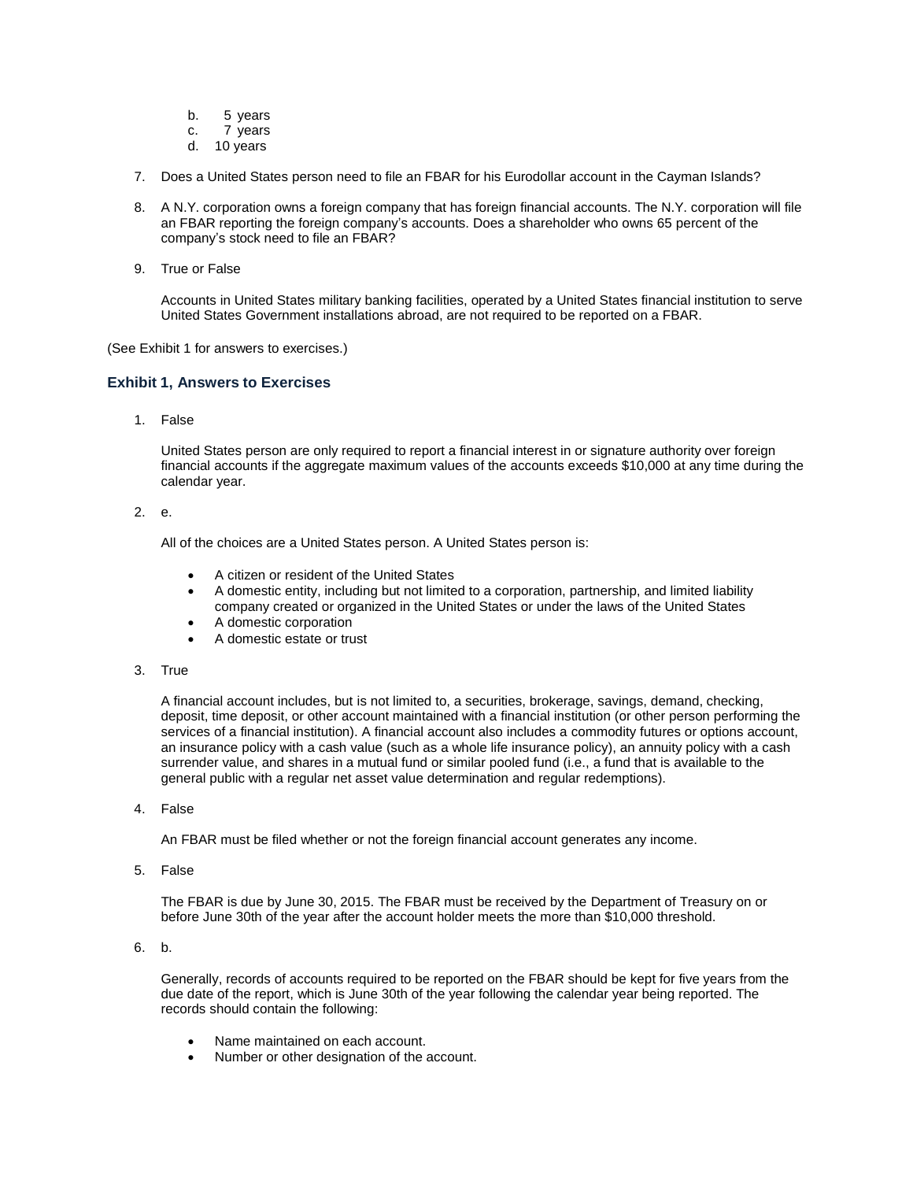b. 5 years
   c. 7 years
   d. 10 years

7. Does a United States person need to file an FBAR for his Eurodollar account in the Cayman Islands?

8. A N.Y. corporation owns a foreign company that has foreign financial accounts. The N.Y. corporation will file an FBAR reporting the foreign company's accounts. Does a shareholder who owns 65 percent of the company's stock need to file an FBAR?

9. True or False

   Accounts in United States military banking facilities, operated by a United States financial institution to serve United States Government installations abroad, are not required to be reported on a FBAR.

(See Exhibit 1 for answers to exercises.)

### Exhibit 1, Answers to Exercises

1. False

   United States person are only required to report a financial interest in or signature authority over foreign financial accounts if the aggregate maximum values of the accounts exceeds $10,000 at any time during the calendar year.

2. e.

   All of the choices are a United States person. A United States person is:

   - A citizen or resident of the United States
   - A domestic entity, including but not limited to a corporation, partnership, and limited liability company created or organized in the United States or under the laws of the United States
   - A domestic corporation
   - A domestic estate or trust

3. True

   A financial account includes, but is not limited to, a securities, brokerage, savings, demand, checking, deposit, time deposit, or other account maintained with a financial institution (or other person performing the services of a financial institution). A financial account also includes a commodity futures or options account, an insurance policy with a cash value (such as a whole life insurance policy), an annuity policy with a cash surrender value, and shares in a mutual fund or similar pooled fund (i.e., a fund that is available to the general public with a regular net asset value determination and regular redemptions).

4. False

   An FBAR must be filed whether or not the foreign financial account generates any income.

5. False

   The FBAR is due by June 30, 2015. The FBAR must be received by the Department of Treasury on or before June 30th of the year after the account holder meets the more than $10,000 threshold.

6. b.

   Generally, records of accounts required to be reported on the FBAR should be kept for five years from the due date of the report, which is June 30th of the year following the calendar year being reported. The records should contain the following:

   - Name maintained on each account.
   - Number or other designation of the account.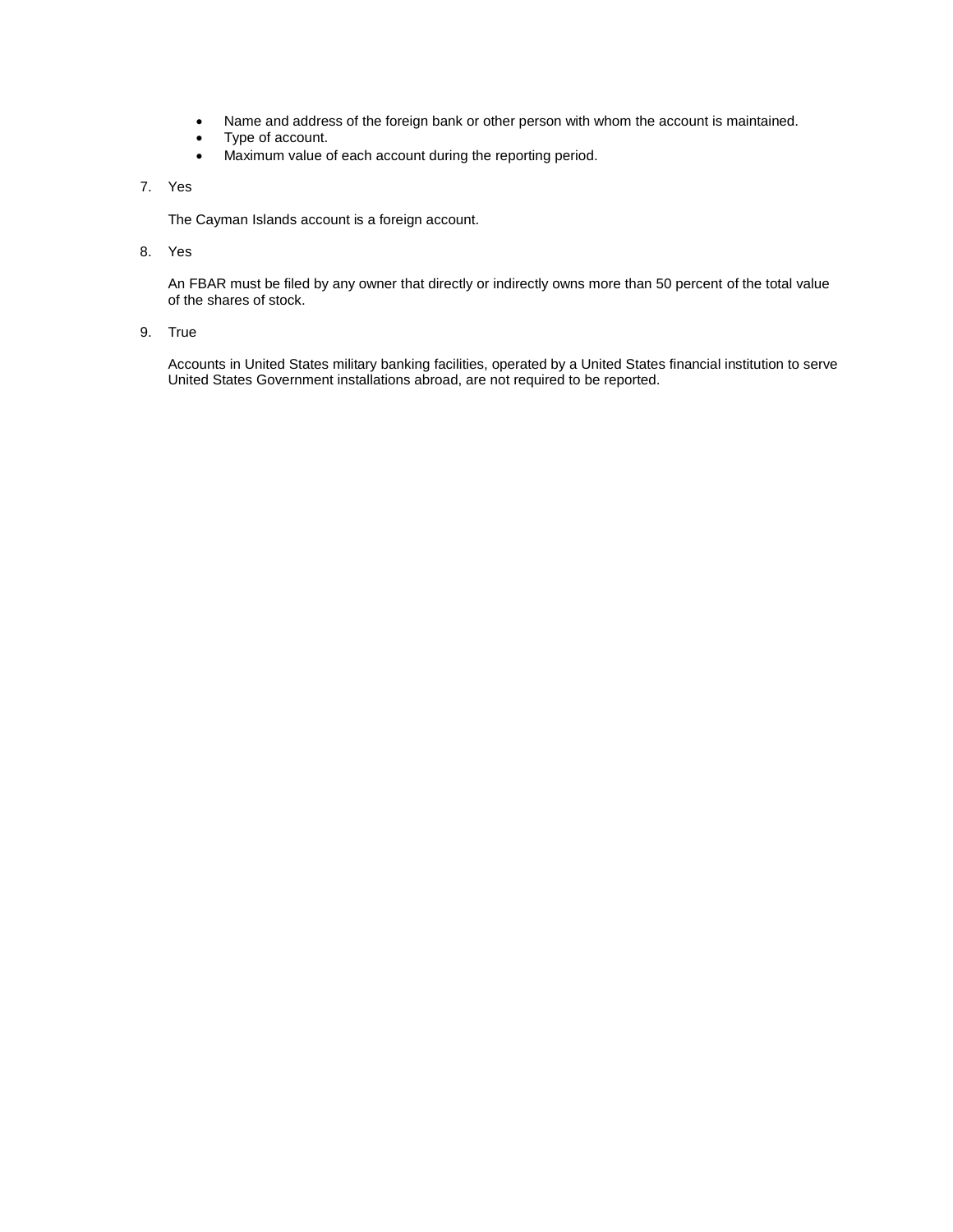- Name and address of the foreign bank or other person with whom the account is maintained.
- Type of account.
- Maximum value of each account during the reporting period.

7. Yes

   The Cayman Islands account is a foreign account.

8. Yes

   An FBAR must be filed by any owner that directly or indirectly owns more than 50 percent of the total value of the shares of stock.

9. True

   Accounts in United States military banking facilities, operated by a United States financial institution to serve United States Government installations abroad, are not required to be reported.